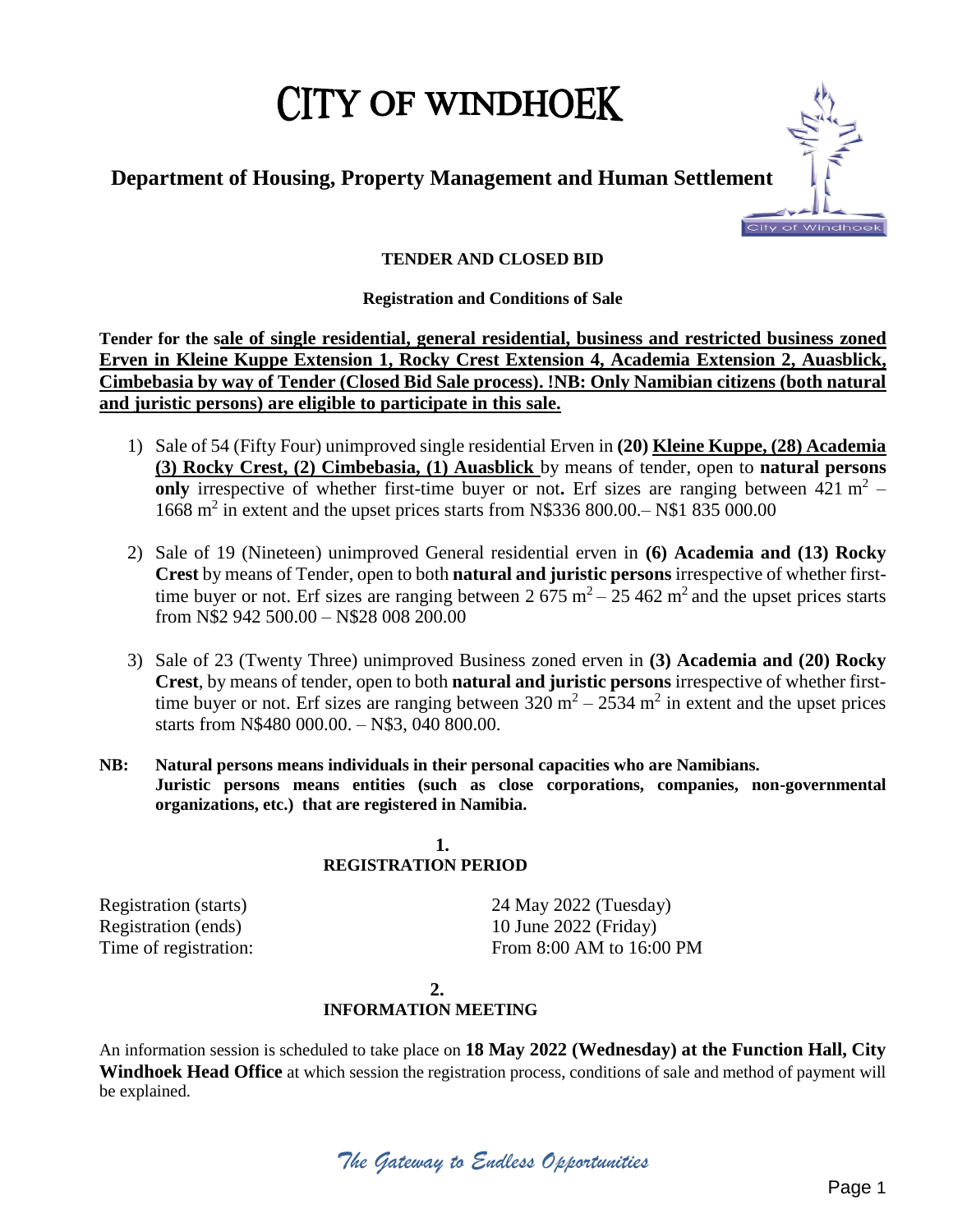# CITY OF WINDHOEK

## Department of Housing, Property Management and Human Settlement

**TENDER AND CLOSED BID**

**Registration and Conditions of Sale**

**Tender for the sale of single residential, general residential, business and restricted business zoned Erven in Kleine Kuppe Extension 1, Rocky Crest Extension 4, Academia Extension 2, Auasblick, Cimbebasia by way of Tender (Closed Bid Sale process). !NB: Only Namibian citizens (both natural and juristic persons) are eligible to participate in this sale.**

1) Sale of 54 (Fifty Four) unimproved single residential Erven in **(20) Kleine Kuppe, (28) Academia (3) Rocky Crest, (2) Cimbebasia, (1) Auasblick** by means of tender, open to **natural persons only** irrespective of whether first-time buyer or not**.** Erf sizes are ranging between 421 $m^2$ – 1668 $m^2$ in extent and the upset prices starts from N$336 800.00.– N$1 835 000.00

2) Sale of 19 (Nineteen) unimproved General residential erven in **(6) Academia and (13) Rocky Crest** by means of Tender, open to both **natural and juristic persons** irrespective of whether first-time buyer or not. Erf sizes are ranging between 2 675 $m^2$ – 25 462 $m^2$ and the upset prices starts from N$2 942 500.00 – N$28 008 200.00

3) Sale of 23 (Twenty Three) unimproved Business zoned erven in **(3) Academia and (20) Rocky Crest**, by means of tender, open to both **natural and juristic persons** irrespective of whether first-time buyer or not. Erf sizes are ranging between 320 $m^2$ – 2534 $m^2$ in extent and the upset prices starts from N$480 000.00. – N$3, 040 800.00.

**NB: Natural persons means individuals in their personal capacities who are Namibians.**
**Juristic persons means entities (such as close corporations, companies, non-governmental organizations, etc.) that are registered in Namibia.**

### 1. REGISTRATION PERIOD

| | |
|---|---|
| Registration (starts) | 24 May 2022 (Tuesday) |
| Registration (ends) | 10 June 2022 (Friday) |
| Time of registration: | From 8:00 AM to 16:00 PM |

### 2. INFORMATION MEETING

An information session is scheduled to take place on **18 May 2022 (Wednesday) at the Function Hall, City Windhoek Head Office** at which session the registration process, conditions of sale and method of payment will be explained.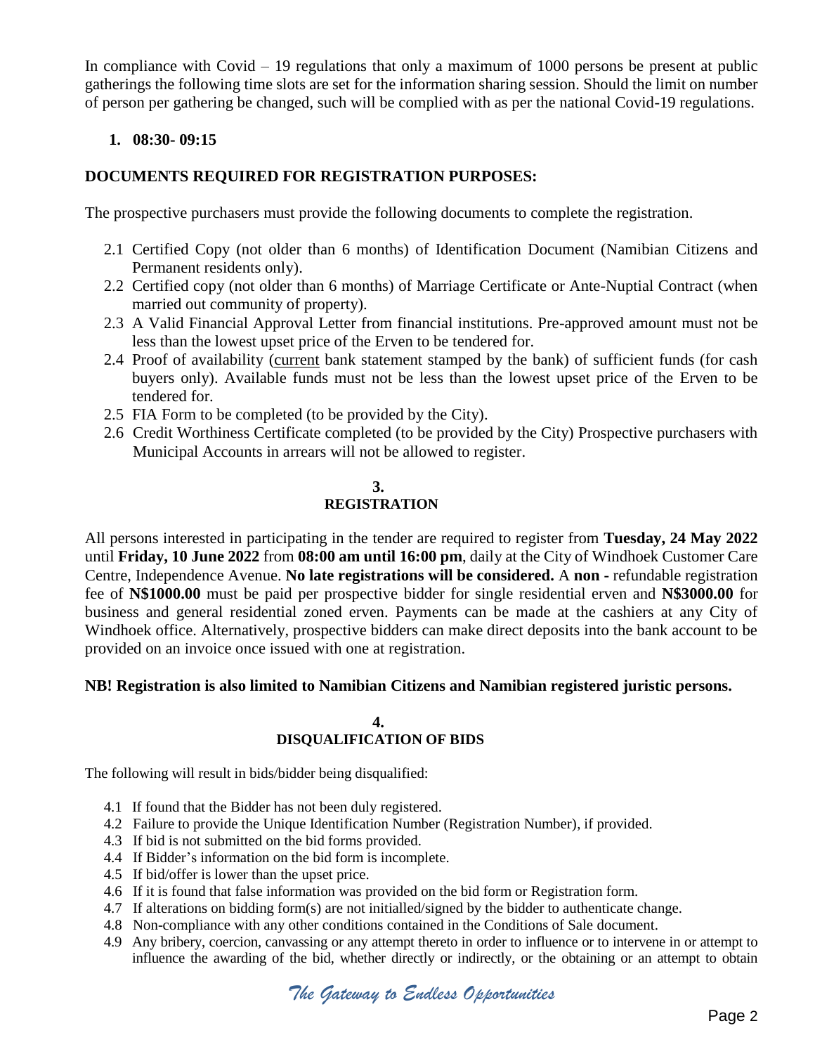In compliance with Covid – 19 regulations that only a maximum of 1000 persons be present at public gatherings the following time slots are set for the information sharing session. Should the limit on number of person per gathering be changed, such will be complied with as per the national Covid-19 regulations.

1. **08:30- 09:15**

**DOCUMENTS REQUIRED FOR REGISTRATION PURPOSES:**

The prospective purchasers must provide the following documents to complete the registration.

2.1 Certified Copy (not older than 6 months) of Identification Document (Namibian Citizens and Permanent residents only).

2.2 Certified copy (not older than 6 months) of Marriage Certificate or Ante-Nuptial Contract (when married out community of property).

2.3 A Valid Financial Approval Letter from financial institutions. Pre-approved amount must not be less than the lowest upset price of the Erven to be tendered for.

2.4 Proof of availability (current bank statement stamped by the bank) of sufficient funds (for cash buyers only). Available funds must not be less than the lowest upset price of the Erven to be tendered for.

2.5 FIA Form to be completed (to be provided by the City).

2.6 Credit Worthiness Certificate completed (to be provided by the City) Prospective purchasers with Municipal Accounts in arrears will not be allowed to register.

## 3. REGISTRATION

All persons interested in participating in the tender are required to register from **Tuesday, 24 May 2022** until **Friday, 10 June 2022** from **08:00 am until 16:00 pm**, daily at the City of Windhoek Customer Care Centre, Independence Avenue. **No late registrations will be considered.** A **non -** refundable registration fee of **N$1000.00** must be paid per prospective bidder for single residential erven and **N$3000.00** for business and general residential zoned erven. Payments can be made at the cashiers at any City of Windhoek office. Alternatively, prospective bidders can make direct deposits into the bank account to be provided on an invoice once issued with one at registration.

**NB! Registration is also limited to Namibian Citizens and Namibian registered juristic persons.**

## 4. DISQUALIFICATION OF BIDS

The following will result in bids/bidder being disqualified:

4.1 If found that the Bidder has not been duly registered.

4.2 Failure to provide the Unique Identification Number (Registration Number), if provided.

4.3 If bid is not submitted on the bid forms provided.

4.4 If Bidder's information on the bid form is incomplete.

4.5 If bid/offer is lower than the upset price.

4.6 If it is found that false information was provided on the bid form or Registration form.

4.7 If alterations on bidding form(s) are not initialled/signed by the bidder to authenticate change.

4.8 Non-compliance with any other conditions contained in the Conditions of Sale document.

4.9 Any bribery, coercion, canvassing or any attempt thereto in order to influence or to intervene in or attempt to influence the awarding of the bid, whether directly or indirectly, or the obtaining or an attempt to obtain

*The Gateway to Endless Opportunities*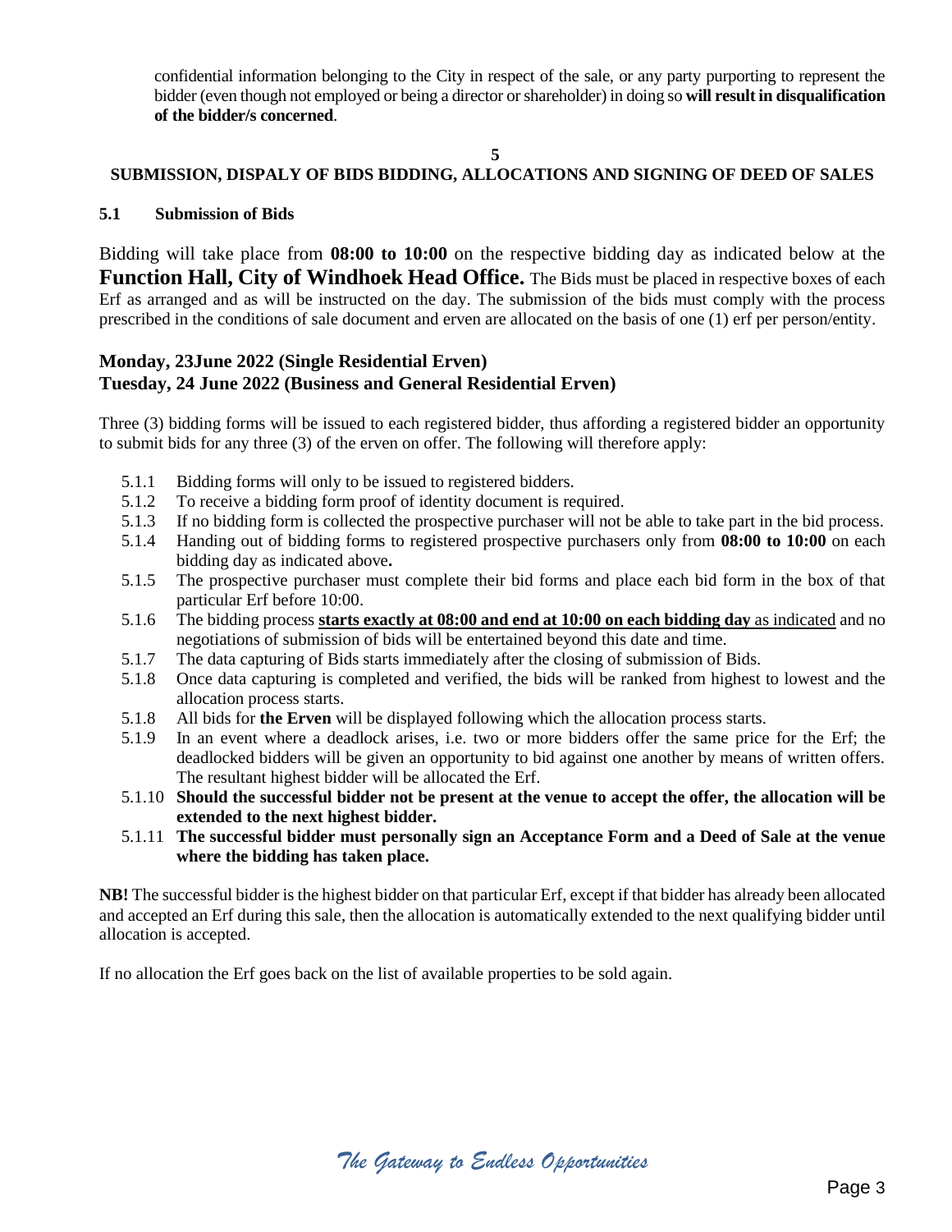confidential information belonging to the City in respect of the sale, or any party purporting to represent the bidder (even though not employed or being a director or shareholder) in doing so **will result in disqualification of the bidder/s concerned**.

## 5
## SUBMISSION, DISPALY OF BIDS BIDDING, ALLOCATIONS AND SIGNING OF DEED OF SALES

### 5.1 Submission of Bids

Bidding will take place from **08:00 to 10:00** on the respective bidding day as indicated below at the **Function Hall, City of Windhoek Head Office.** The Bids must be placed in respective boxes of each Erf as arranged and as will be instructed on the day. The submission of the bids must comply with the process prescribed in the conditions of sale document and erven are allocated on the basis of one (1) erf per person/entity.

**Monday, 23June 2022 (Single Residential Erven)**
**Tuesday, 24 June 2022 (Business and General Residential Erven)**

Three (3) bidding forms will be issued to each registered bidder, thus affording a registered bidder an opportunity to submit bids for any three (3) of the erven on offer. The following will therefore apply:

- 5.1.1 Bidding forms will only to be issued to registered bidders.
- 5.1.2 To receive a bidding form proof of identity document is required.
- 5.1.3 If no bidding form is collected the prospective purchaser will not be able to take part in the bid process.
- 5.1.4 Handing out of bidding forms to registered prospective purchasers only from **08:00 to 10:00** on each bidding day as indicated above**.**
- 5.1.5 The prospective purchaser must complete their bid forms and place each bid form in the box of that particular Erf before 10:00.
- 5.1.6 The bidding process **starts exactly at 08:00 and end at 10:00 on each bidding day** as indicated and no negotiations of submission of bids will be entertained beyond this date and time.
- 5.1.7 The data capturing of Bids starts immediately after the closing of submission of Bids.
- 5.1.8 Once data capturing is completed and verified, the bids will be ranked from highest to lowest and the allocation process starts.
- 5.1.8 All bids for **the Erven** will be displayed following which the allocation process starts.
- 5.1.9 In an event where a deadlock arises, i.e. two or more bidders offer the same price for the Erf; the deadlocked bidders will be given an opportunity to bid against one another by means of written offers. The resultant highest bidder will be allocated the Erf.
- 5.1.10 **Should the successful bidder not be present at the venue to accept the offer, the allocation will be extended to the next highest bidder.**
- 5.1.11 **The successful bidder must personally sign an Acceptance Form and a Deed of Sale at the venue where the bidding has taken place.**

**NB!** The successful bidder is the highest bidder on that particular Erf, except if that bidder has already been allocated and accepted an Erf during this sale, then the allocation is automatically extended to the next qualifying bidder until allocation is accepted.

If no allocation the Erf goes back on the list of available properties to be sold again.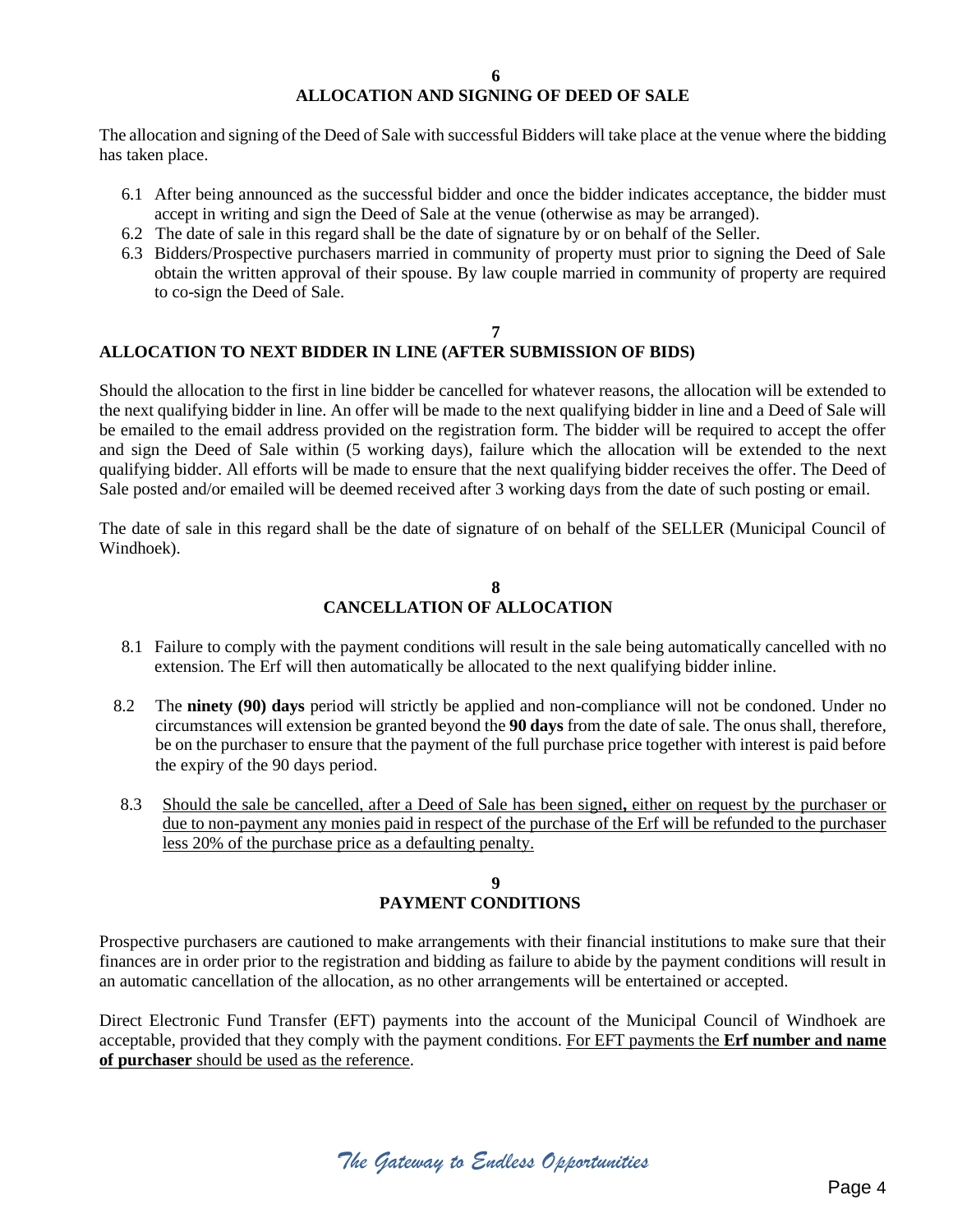## 6
## ALLOCATION AND SIGNING OF DEED OF SALE

The allocation and signing of the Deed of Sale with successful Bidders will take place at the venue where the bidding has taken place.

6.1 After being announced as the successful bidder and once the bidder indicates acceptance, the bidder must accept in writing and sign the Deed of Sale at the venue (otherwise as may be arranged).

6.2 The date of sale in this regard shall be the date of signature by or on behalf of the Seller.

6.3 Bidders/Prospective purchasers married in community of property must prior to signing the Deed of Sale obtain the written approval of their spouse. By law couple married in community of property are required to co-sign the Deed of Sale.

## 7
## ALLOCATION TO NEXT BIDDER IN LINE (AFTER SUBMISSION OF BIDS)

Should the allocation to the first in line bidder be cancelled for whatever reasons, the allocation will be extended to the next qualifying bidder in line. An offer will be made to the next qualifying bidder in line and a Deed of Sale will be emailed to the email address provided on the registration form. The bidder will be required to accept the offer and sign the Deed of Sale within (5 working days), failure which the allocation will be extended to the next qualifying bidder. All efforts will be made to ensure that the next qualifying bidder receives the offer. The Deed of Sale posted and/or emailed will be deemed received after 3 working days from the date of such posting or email.

The date of sale in this regard shall be the date of signature of on behalf of the SELLER (Municipal Council of Windhoek).

## 8
## CANCELLATION OF ALLOCATION

8.1 Failure to comply with the payment conditions will result in the sale being automatically cancelled with no extension. The Erf will then automatically be allocated to the next qualifying bidder inline.

8.2 The **ninety (90) days** period will strictly be applied and non-compliance will not be condoned. Under no circumstances will extension be granted beyond the **90 days** from the date of sale. The onus shall, therefore, be on the purchaser to ensure that the payment of the full purchase price together with interest is paid before the expiry of the 90 days period.

8.3 Should the sale be cancelled, after a Deed of Sale has been signed**,** either on request by the purchaser or due to non-payment any monies paid in respect of the purchase of the Erf will be refunded to the purchaser less 20% of the purchase price as a defaulting penalty.

## 9
## PAYMENT CONDITIONS

Prospective purchasers are cautioned to make arrangements with their financial institutions to make sure that their finances are in order prior to the registration and bidding as failure to abide by the payment conditions will result in an automatic cancellation of the allocation, as no other arrangements will be entertained or accepted.

Direct Electronic Fund Transfer (EFT) payments into the account of the Municipal Council of Windhoek are acceptable, provided that they comply with the payment conditions. For EFT payments the **Erf number and name of purchaser** should be used as the reference.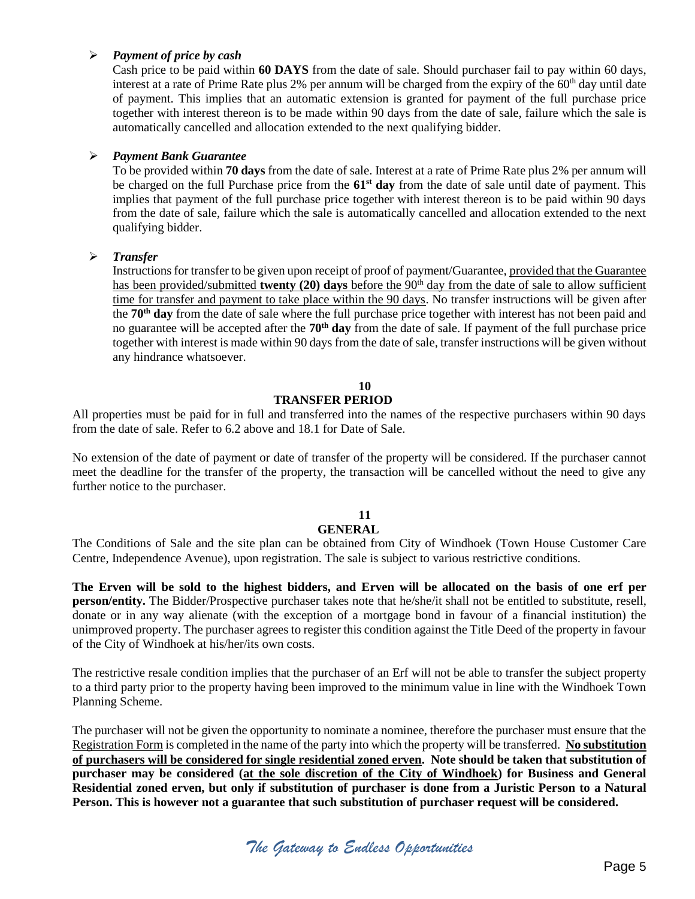- ***Payment of price by cash***

  Cash price to be paid within **60 DAYS** from the date of sale. Should purchaser fail to pay within 60 days, interest at a rate of Prime Rate plus 2% per annum will be charged from the expiry of the 60th day until date of payment. This implies that an automatic extension is granted for payment of the full purchase price together with interest thereon is to be made within 90 days from the date of sale, failure which the sale is automatically cancelled and allocation extended to the next qualifying bidder.

- ***Payment Bank Guarantee***

  To be provided within **70 days** from the date of sale. Interest at a rate of Prime Rate plus 2% per annum will be charged on the full Purchase price from the **61st day** from the date of sale until date of payment. This implies that payment of the full purchase price together with interest thereon is to be paid within 90 days from the date of sale, failure which the sale is automatically cancelled and allocation extended to the next qualifying bidder.

- ***Transfer***

  Instructions for transfer to be given upon receipt of proof of payment/Guarantee, <u>provided that the Guarantee has been provided/submitted **twenty (20) days** before the 90th day from the date of sale to allow sufficient time for transfer and payment to take place within the 90 days</u>. No transfer instructions will be given after the **70th day** from the date of sale where the full purchase price together with interest has not been paid and no guarantee will be accepted after the **70th day** from the date of sale. If payment of the full purchase price together with interest is made within 90 days from the date of sale, transfer instructions will be given without any hindrance whatsoever.

## 10
## TRANSFER PERIOD

All properties must be paid for in full and transferred into the names of the respective purchasers within 90 days from the date of sale. Refer to 6.2 above and 18.1 for Date of Sale.

No extension of the date of payment or date of transfer of the property will be considered. If the purchaser cannot meet the deadline for the transfer of the property, the transaction will be cancelled without the need to give any further notice to the purchaser.

## 11
## GENERAL

The Conditions of Sale and the site plan can be obtained from City of Windhoek (Town House Customer Care Centre, Independence Avenue), upon registration. The sale is subject to various restrictive conditions.

**The Erven will be sold to the highest bidders, and Erven will be allocated on the basis of one erf per person/entity.** The Bidder/Prospective purchaser takes note that he/she/it shall not be entitled to substitute, resell, donate or in any way alienate (with the exception of a mortgage bond in favour of a financial institution) the unimproved property. The purchaser agrees to register this condition against the Title Deed of the property in favour of the City of Windhoek at his/her/its own costs.

The restrictive resale condition implies that the purchaser of an Erf will not be able to transfer the subject property to a third party prior to the property having been improved to the minimum value in line with the Windhoek Town Planning Scheme.

The purchaser will not be given the opportunity to nominate a nominee, therefore the purchaser must ensure that the <u>Registration Form</u> is completed in the name of the party into which the property will be transferred. **<u>No substitution of purchasers will be considered for single residential zoned erven</u>. Note should be taken that substitution of purchaser may be considered (<u>at the sole discretion of the City of Windhoek</u>) for Business and General Residential zoned erven, but only if substitution of purchaser is done from a Juristic Person to a Natural Person. This is however not a guarantee that such substitution of purchaser request will be considered.**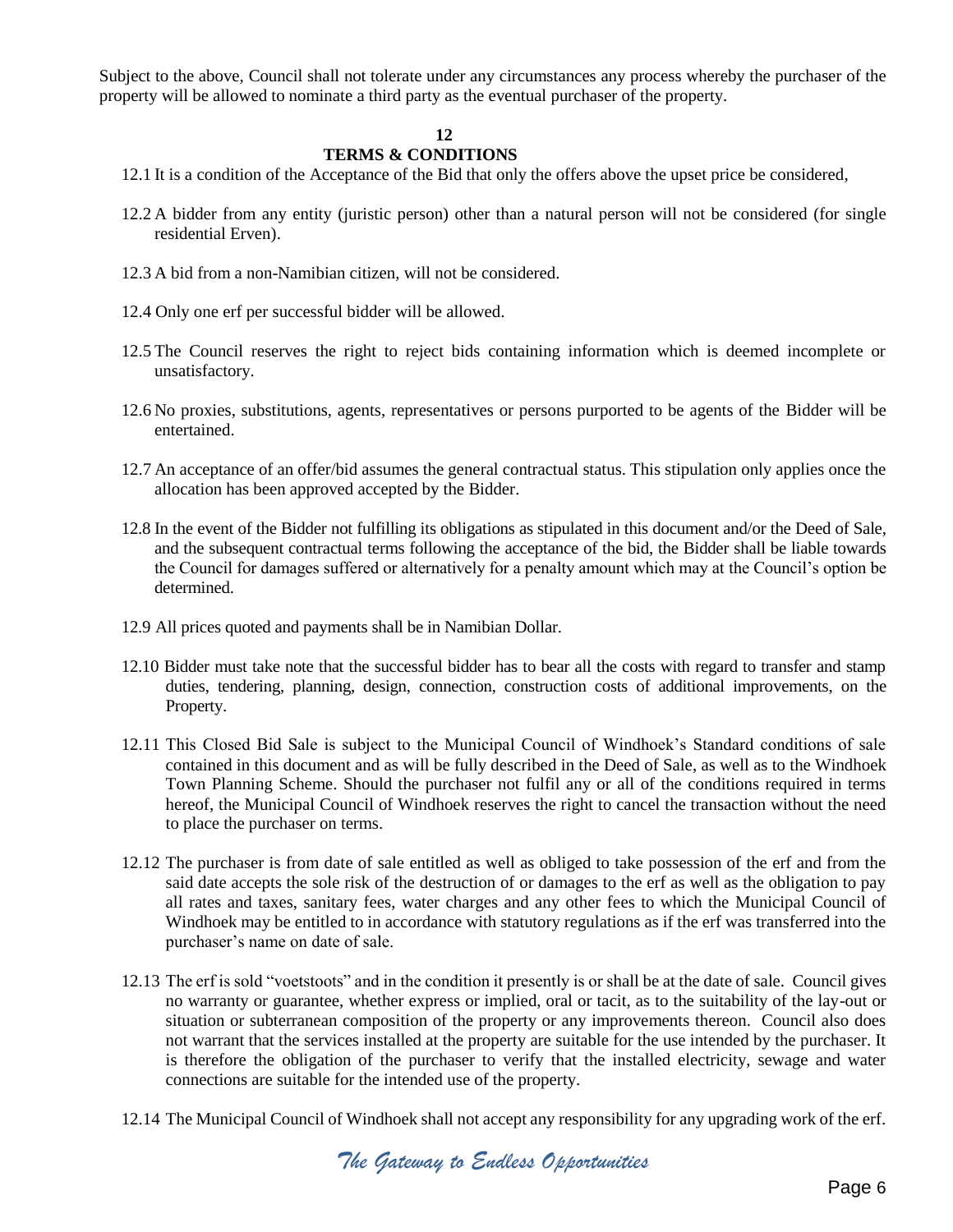Subject to the above, Council shall not tolerate under any circumstances any process whereby the purchaser of the property will be allowed to nominate a third party as the eventual purchaser of the property.

## 12
## TERMS & CONDITIONS

12.1 It is a condition of the Acceptance of the Bid that only the offers above the upset price be considered,

12.2 A bidder from any entity (juristic person) other than a natural person will not be considered (for single residential Erven).

12.3 A bid from a non-Namibian citizen, will not be considered.

12.4 Only one erf per successful bidder will be allowed.

12.5 The Council reserves the right to reject bids containing information which is deemed incomplete or unsatisfactory.

12.6 No proxies, substitutions, agents, representatives or persons purported to be agents of the Bidder will be entertained.

12.7 An acceptance of an offer/bid assumes the general contractual status. This stipulation only applies once the allocation has been approved accepted by the Bidder.

12.8 In the event of the Bidder not fulfilling its obligations as stipulated in this document and/or the Deed of Sale, and the subsequent contractual terms following the acceptance of the bid, the Bidder shall be liable towards the Council for damages suffered or alternatively for a penalty amount which may at the Council's option be determined.

12.9 All prices quoted and payments shall be in Namibian Dollar.

12.10 Bidder must take note that the successful bidder has to bear all the costs with regard to transfer and stamp duties, tendering, planning, design, connection, construction costs of additional improvements, on the Property.

12.11 This Closed Bid Sale is subject to the Municipal Council of Windhoek's Standard conditions of sale contained in this document and as will be fully described in the Deed of Sale, as well as to the Windhoek Town Planning Scheme. Should the purchaser not fulfil any or all of the conditions required in terms hereof, the Municipal Council of Windhoek reserves the right to cancel the transaction without the need to place the purchaser on terms.

12.12 The purchaser is from date of sale entitled as well as obliged to take possession of the erf and from the said date accepts the sole risk of the destruction of or damages to the erf as well as the obligation to pay all rates and taxes, sanitary fees, water charges and any other fees to which the Municipal Council of Windhoek may be entitled to in accordance with statutory regulations as if the erf was transferred into the purchaser's name on date of sale.

12.13 The erf is sold "voetstoots" and in the condition it presently is or shall be at the date of sale. Council gives no warranty or guarantee, whether express or implied, oral or tacit, as to the suitability of the lay-out or situation or subterranean composition of the property or any improvements thereon. Council also does not warrant that the services installed at the property are suitable for the use intended by the purchaser. It is therefore the obligation of the purchaser to verify that the installed electricity, sewage and water connections are suitable for the intended use of the property.

12.14 The Municipal Council of Windhoek shall not accept any responsibility for any upgrading work of the erf.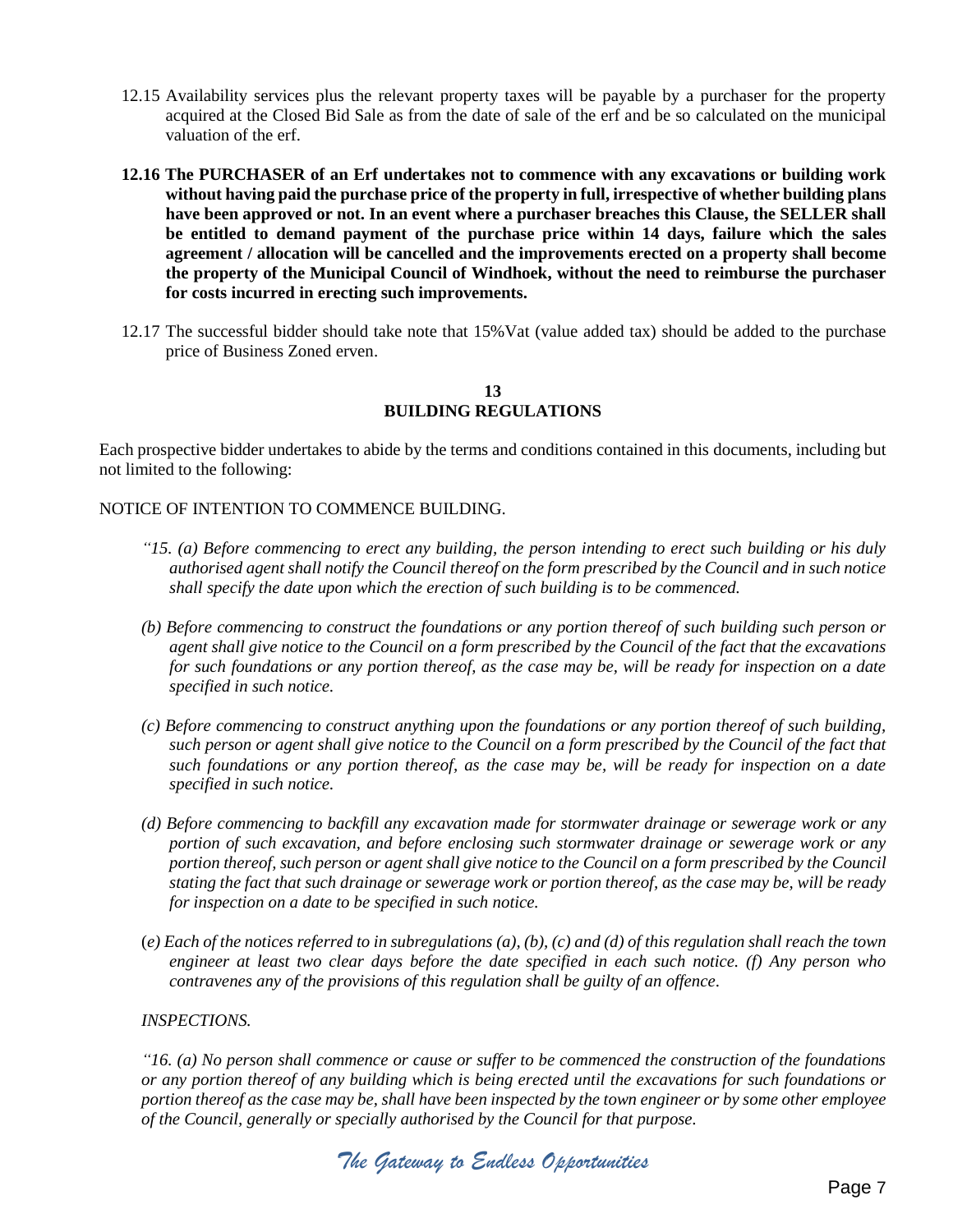12.15 Availability services plus the relevant property taxes will be payable by a purchaser for the property acquired at the Closed Bid Sale as from the date of sale of the erf and be so calculated on the municipal valuation of the erf.

**12.16 The PURCHASER of an Erf undertakes not to commence with any excavations or building work without having paid the purchase price of the property in full, irrespective of whether building plans have been approved or not. In an event where a purchaser breaches this Clause, the SELLER shall be entitled to demand payment of the purchase price within 14 days, failure which the sales agreement / allocation will be cancelled and the improvements erected on a property shall become the property of the Municipal Council of Windhoek, without the need to reimburse the purchaser for costs incurred in erecting such improvements.**

12.17 The successful bidder should take note that 15%Vat (value added tax) should be added to the purchase price of Business Zoned erven.

## 13
## BUILDING REGULATIONS

Each prospective bidder undertakes to abide by the terms and conditions contained in this documents, including but not limited to the following:

NOTICE OF INTENTION TO COMMENCE BUILDING.

*"15. (a) Before commencing to erect any building, the person intending to erect such building or his duly authorised agent shall notify the Council thereof on the form prescribed by the Council and in such notice shall specify the date upon which the erection of such building is to be commenced.*

*(b) Before commencing to construct the foundations or any portion thereof of such building such person or agent shall give notice to the Council on a form prescribed by the Council of the fact that the excavations for such foundations or any portion thereof, as the case may be, will be ready for inspection on a date specified in such notice.*

*(c) Before commencing to construct anything upon the foundations or any portion thereof of such building, such person or agent shall give notice to the Council on a form prescribed by the Council of the fact that such foundations or any portion thereof, as the case may be, will be ready for inspection on a date specified in such notice.*

*(d) Before commencing to backfill any excavation made for stormwater drainage or sewerage work or any portion of such excavation, and before enclosing such stormwater drainage or sewerage work or any portion thereof, such person or agent shall give notice to the Council on a form prescribed by the Council stating the fact that such drainage or sewerage work or portion thereof, as the case may be, will be ready for inspection on a date to be specified in such notice.*

*(e) Each of the notices referred to in subregulations (a), (b), (c) and (d) of this regulation shall reach the town engineer at least two clear days before the date specified in each such notice. (f) Any person who contravenes any of the provisions of this regulation shall be guilty of an offence.*

*INSPECTIONS.*

*"16. (a) No person shall commence or cause or suffer to be commenced the construction of the foundations or any portion thereof of any building which is being erected until the excavations for such foundations or portion thereof as the case may be, shall have been inspected by the town engineer or by some other employee of the Council, generally or specially authorised by the Council for that purpose.*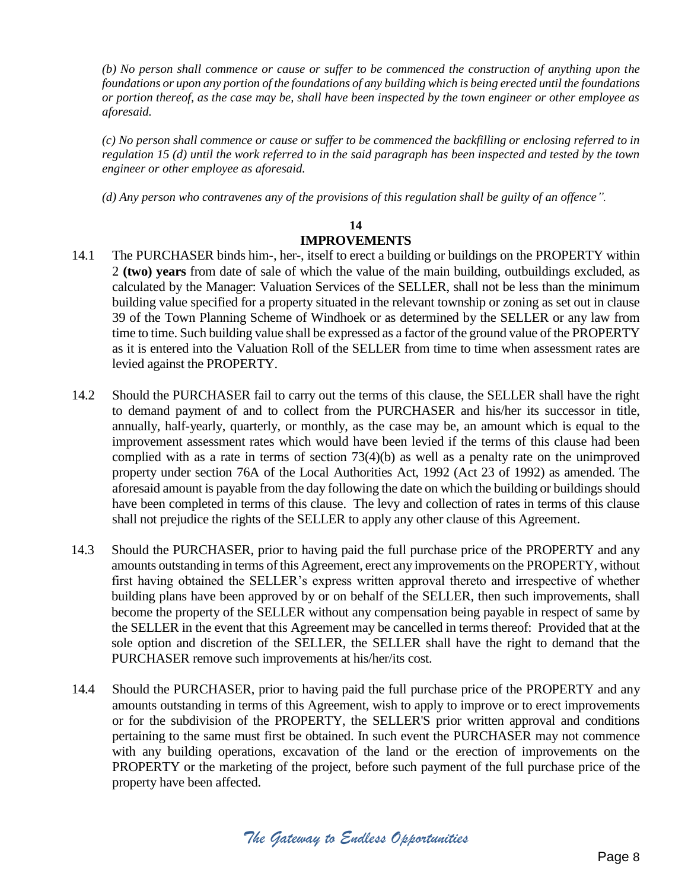*(b) No person shall commence or cause or suffer to be commenced the construction of anything upon the foundations or upon any portion of the foundations of any building which is being erected until the foundations or portion thereof, as the case may be, shall have been inspected by the town engineer or other employee as aforesaid.*

*(c) No person shall commence or cause or suffer to be commenced the backfilling or enclosing referred to in regulation 15 (d) until the work referred to in the said paragraph has been inspected and tested by the town engineer or other employee as aforesaid.*

*(d) Any person who contravenes any of the provisions of this regulation shall be guilty of an offence".*

## 14
## IMPROVEMENTS

14.1 The PURCHASER binds him-, her-, itself to erect a building or buildings on the PROPERTY within 2 **(two) years** from date of sale of which the value of the main building, outbuildings excluded, as calculated by the Manager: Valuation Services of the SELLER, shall not be less than the minimum building value specified for a property situated in the relevant township or zoning as set out in clause 39 of the Town Planning Scheme of Windhoek or as determined by the SELLER or any law from time to time. Such building value shall be expressed as a factor of the ground value of the PROPERTY as it is entered into the Valuation Roll of the SELLER from time to time when assessment rates are levied against the PROPERTY.

14.2 Should the PURCHASER fail to carry out the terms of this clause, the SELLER shall have the right to demand payment of and to collect from the PURCHASER and his/her its successor in title, annually, half-yearly, quarterly, or monthly, as the case may be, an amount which is equal to the improvement assessment rates which would have been levied if the terms of this clause had been complied with as a rate in terms of section 73(4)(b) as well as a penalty rate on the unimproved property under section 76A of the Local Authorities Act, 1992 (Act 23 of 1992) as amended. The aforesaid amount is payable from the day following the date on which the building or buildings should have been completed in terms of this clause. The levy and collection of rates in terms of this clause shall not prejudice the rights of the SELLER to apply any other clause of this Agreement.

14.3 Should the PURCHASER, prior to having paid the full purchase price of the PROPERTY and any amounts outstanding in terms of this Agreement, erect any improvements on the PROPERTY, without first having obtained the SELLER's express written approval thereto and irrespective of whether building plans have been approved by or on behalf of the SELLER, then such improvements, shall become the property of the SELLER without any compensation being payable in respect of same by the SELLER in the event that this Agreement may be cancelled in terms thereof: Provided that at the sole option and discretion of the SELLER, the SELLER shall have the right to demand that the PURCHASER remove such improvements at his/her/its cost.

14.4 Should the PURCHASER, prior to having paid the full purchase price of the PROPERTY and any amounts outstanding in terms of this Agreement, wish to apply to improve or to erect improvements or for the subdivision of the PROPERTY, the SELLER'S prior written approval and conditions pertaining to the same must first be obtained. In such event the PURCHASER may not commence with any building operations, excavation of the land or the erection of improvements on the PROPERTY or the marketing of the project, before such payment of the full purchase price of the property have been affected.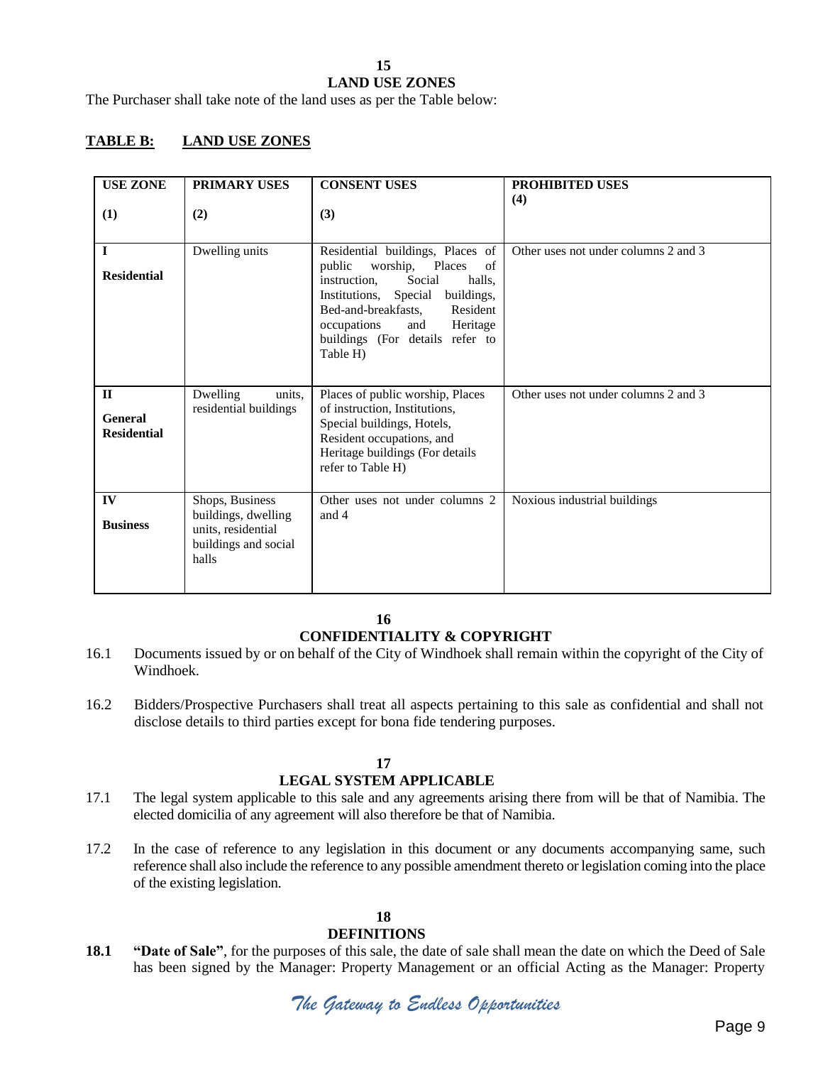## 15
## LAND USE ZONES

The Purchaser shall take note of the land uses as per the Table below:

**TABLE B: LAND USE ZONES**

| USE ZONE (1) | PRIMARY USES (2) | CONSENT USES (3) | PROHIBITED USES (4) |
|---|---|---|---|
| I **Residential** | Dwelling units | Residential buildings, Places of public worship, Places of instruction, Social halls, Institutions, Special buildings, Bed-and-breakfasts, Resident occupations and Heritage buildings (For details refer to Table H) | Other uses not under columns 2 and 3 |
| II **General Residential** | Dwelling units, residential buildings | Places of public worship, Places of instruction, Institutions, Special buildings, Hotels, Resident occupations, and Heritage buildings (For details refer to Table H) | Other uses not under columns 2 and 3 |
| IV **Business** | Shops, Business buildings, dwelling units, residential buildings and social halls | Other uses not under columns 2 and 4 | Noxious industrial buildings |

## 16
## CONFIDENTIALITY & COPYRIGHT

16.1 Documents issued by or on behalf of the City of Windhoek shall remain within the copyright of the City of Windhoek.

16.2 Bidders/Prospective Purchasers shall treat all aspects pertaining to this sale as confidential and shall not disclose details to third parties except for bona fide tendering purposes.

## 17
## LEGAL SYSTEM APPLICABLE

17.1 The legal system applicable to this sale and any agreements arising there from will be that of Namibia. The elected domicilia of any agreement will also therefore be that of Namibia.

17.2 In the case of reference to any legislation in this document or any documents accompanying same, such reference shall also include the reference to any possible amendment thereto or legislation coming into the place of the existing legislation.

## 18
## DEFINITIONS

**18.1** **"Date of Sale"**, for the purposes of this sale, the date of sale shall mean the date on which the Deed of Sale has been signed by the Manager: Property Management or an official Acting as the Manager: Property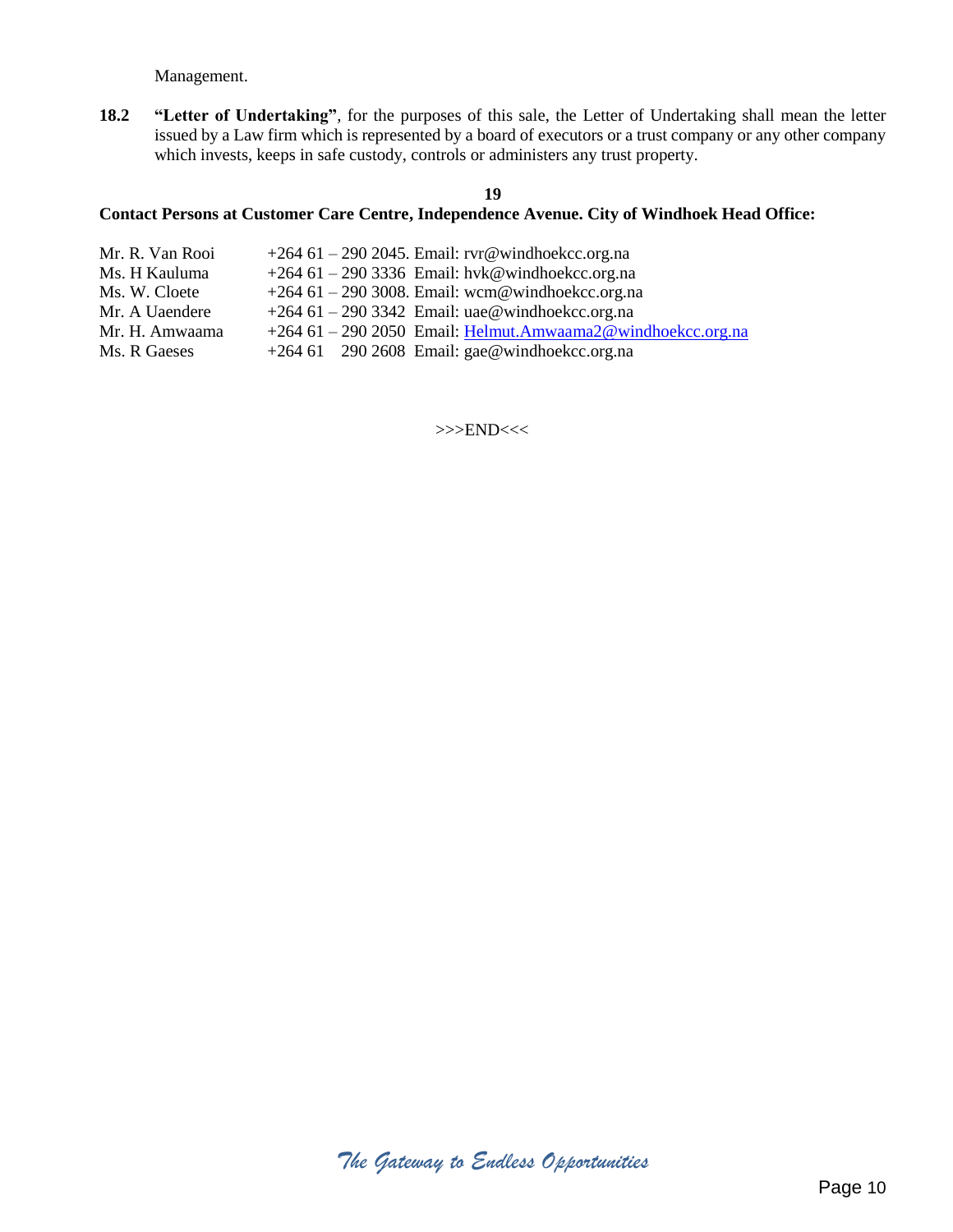Management.

**18.2** **"Letter of Undertaking"**, for the purposes of this sale, the Letter of Undertaking shall mean the letter issued by a Law firm which is represented by a board of executors or a trust company or any other company which invests, keeps in safe custody, controls or administers any trust property.

**19**

**Contact Persons at Customer Care Centre, Independence Avenue. City of Windhoek Head Office:**

| | |
|---|---|
| Mr. R. Van Rooi | +264 61 – 290 2045. Email: rvr@windhoekcc.org.na |
| Ms. H Kauluma | +264 61 – 290 3336 Email: hvk@windhoekcc.org.na |
| Ms. W. Cloete | +264 61 – 290 3008. Email: wcm@windhoekcc.org.na |
| Mr. A Uaendere | +264 61 – 290 3342 Email: uae@windhoekcc.org.na |
| Mr. H. Amwaama | +264 61 – 290 2050 Email: Helmut.Amwaama2@windhoekcc.org.na |
| Ms. R Gaeses | +264 61 290 2608 Email: gae@windhoekcc.org.na |

>>>END<<<

*The Gateway to Endless Opportunities*